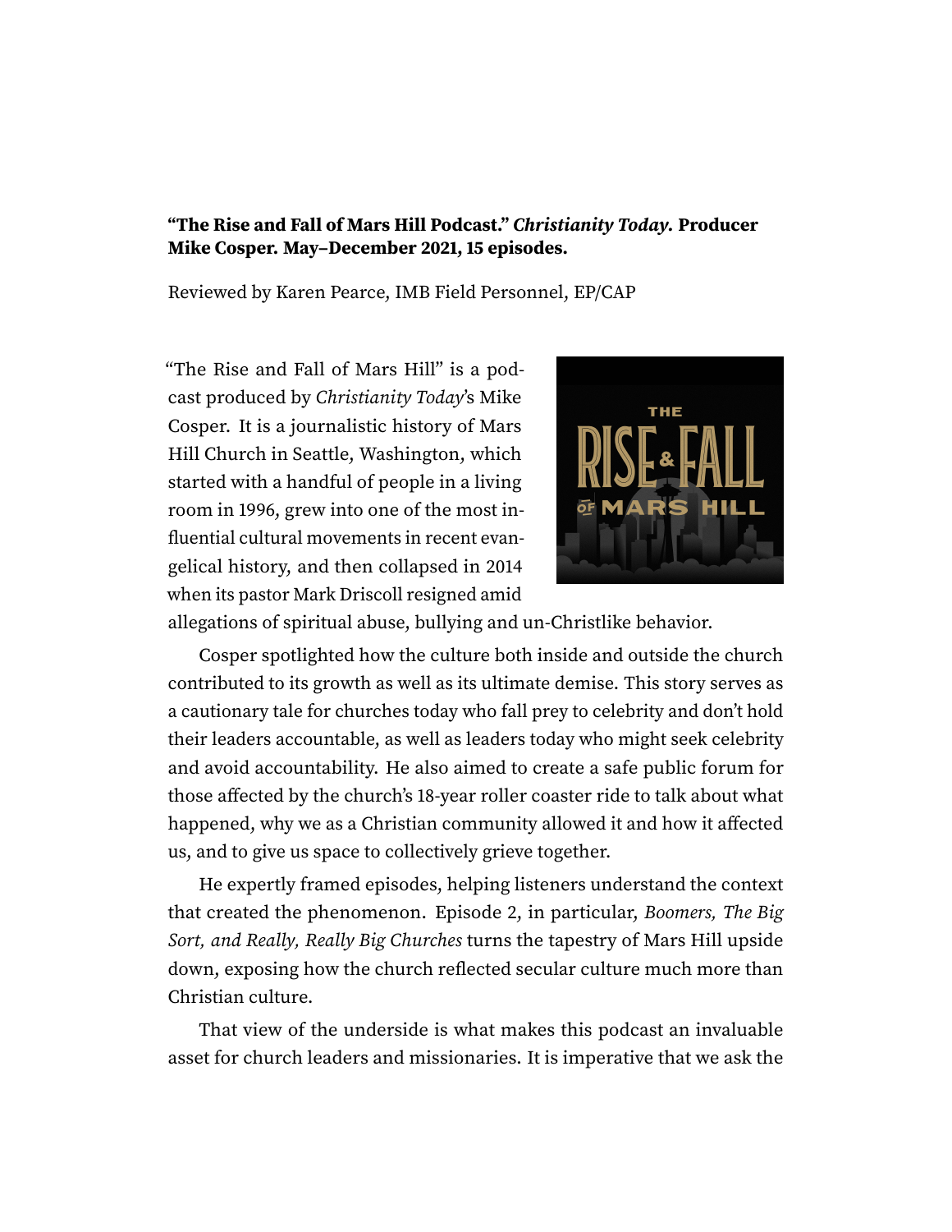**"The Rise and Fall of Mars Hill Podcast." *Christianity Today.* Producer Mike Cosper. May–December 2021, 15 episodes.**

Reviewed by Karen Pearce, IMB Field Personnel, EP/CAP

"The Rise and Fall of Mars Hill" is a podcast produced by *Christianity Today*'s Mike Cosper. It is a journalistic history of Mars Hill Church in Seattle, Washington, which started with a handful of people in a living room in 1996, grew into one of the most influential cultural movements in recent evangelical history, and then collapsed in 2014 when its pastor Mark Driscoll resigned amid allegations of spiritual abuse, bullying and un-Christlike behavior.

Cosper spotlighted how the culture both inside and outside the church contributed to its growth as well as its ultimate demise. This story serves as a cautionary tale for churches today who fall prey to celebrity and don't hold their leaders accountable, as well as leaders today who might seek celebrity and avoid accountability. He also aimed to create a safe public forum for those affected by the church's 18-year roller coaster ride to talk about what happened, why we as a Christian community allowed it and how it affected us, and to give us space to collectively grieve together.

He expertly framed episodes, helping listeners understand the context that created the phenomenon. Episode 2, in particular, *Boomers, The Big Sort, and Really, Really Big Churches* turns the tapestry of Mars Hill upside down, exposing how the church reflected secular culture much more than Christian culture.

That view of the underside is what makes this podcast an invaluable asset for church leaders and missionaries. It is imperative that we ask the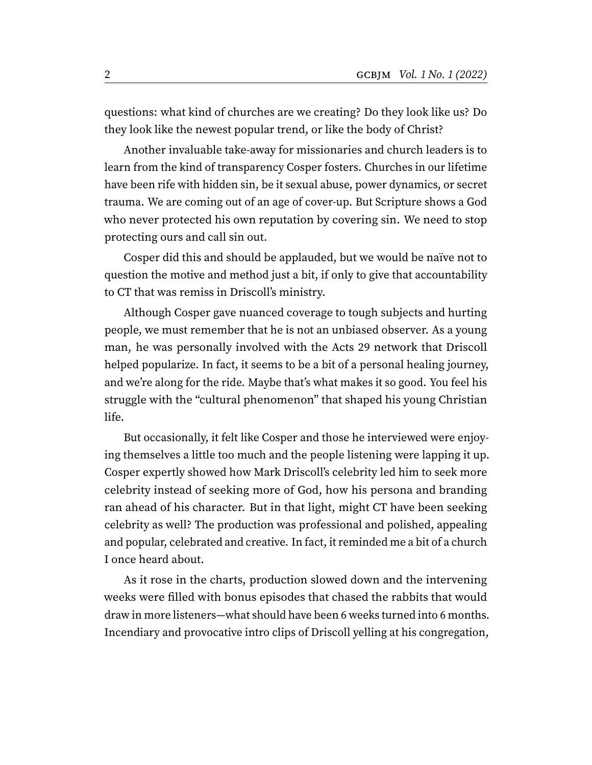questions: what kind of churches are we creating? Do they look like us? Do they look like the newest popular trend, or like the body of Christ?

Another invaluable take-away for missionaries and church leaders is to learn from the kind of transparency Cosper fosters. Churches in our lifetime have been rife with hidden sin, be it sexual abuse, power dynamics, or secret trauma. We are coming out of an age of cover-up. But Scripture shows a God who never protected his own reputation by covering sin. We need to stop protecting ours and call sin out.

Cosper did this and should be applauded, but we would be naïve not to question the motive and method just a bit, if only to give that accountability to CT that was remiss in Driscoll's ministry.

Although Cosper gave nuanced coverage to tough subjects and hurting people, we must remember that he is not an unbiased observer. As a young man, he was personally involved with the Acts 29 network that Driscoll helped popularize. In fact, it seems to be a bit of a personal healing journey, and we're along for the ride. Maybe that's what makes it so good. You feel his struggle with the "cultural phenomenon" that shaped his young Christian life.

But occasionally, it felt like Cosper and those he interviewed were enjoying themselves a little too much and the people listening were lapping it up. Cosper expertly showed how Mark Driscoll's celebrity led him to seek more celebrity instead of seeking more of God, how his persona and branding ran ahead of his character. But in that light, might CT have been seeking celebrity as well? The production was professional and polished, appealing and popular, celebrated and creative. In fact, it reminded me a bit of a church I once heard about.

As it rose in the charts, production slowed down and the intervening weeks were filled with bonus episodes that chased the rabbits that would draw in more listeners—what should have been 6 weeks turned into 6 months. Incendiary and provocative intro clips of Driscoll yelling at his congregation,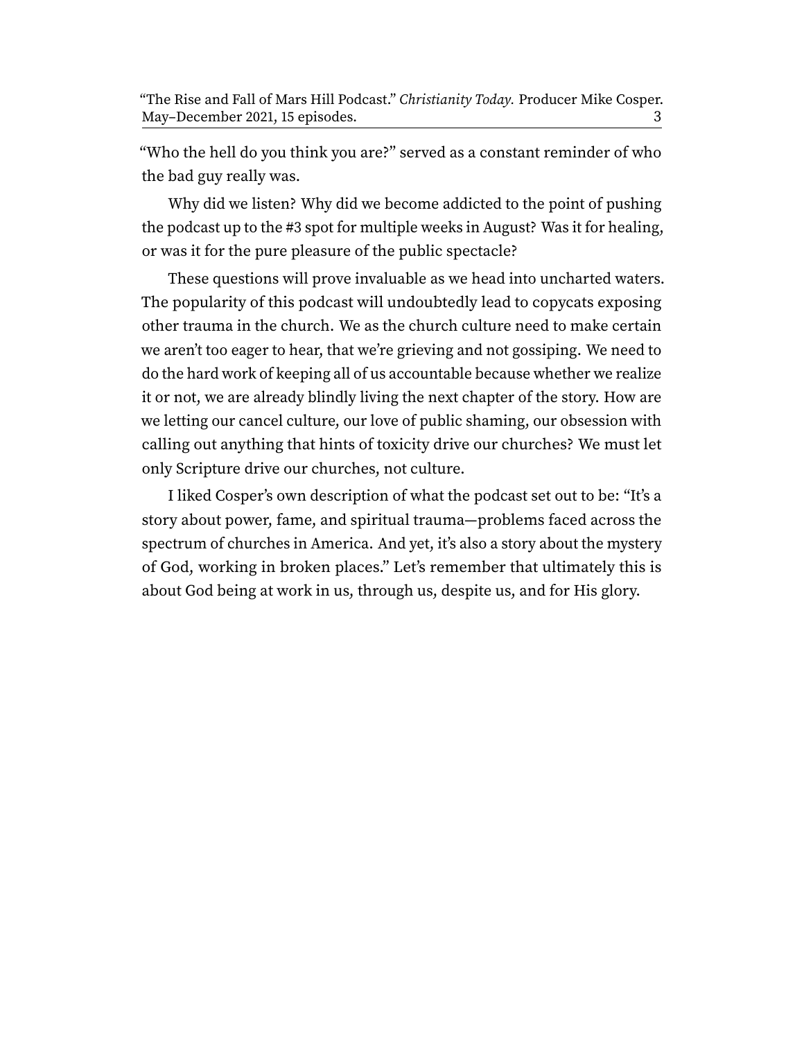"Who the hell do you think you are?" served as a constant reminder of who the bad guy really was.

Why did we listen? Why did we become addicted to the point of pushing the podcast up to the #3 spot for multiple weeks in August? Was it for healing, or was it for the pure pleasure of the public spectacle?

These questions will prove invaluable as we head into uncharted waters. The popularity of this podcast will undoubtedly lead to copycats exposing other trauma in the church. We as the church culture need to make certain we aren't too eager to hear, that we're grieving and not gossiping. We need to do the hard work of keeping all of us accountable because whether we realize it or not, we are already blindly living the next chapter of the story. How are we letting our cancel culture, our love of public shaming, our obsession with calling out anything that hints of toxicity drive our churches? We must let only Scripture drive our churches, not culture.

I liked Cosper's own description of what the podcast set out to be: "It's a story about power, fame, and spiritual trauma—problems faced across the spectrum of churches in America. And yet, it's also a story about the mystery of God, working in broken places." Let's remember that ultimately this is about God being at work in us, through us, despite us, and for His glory.